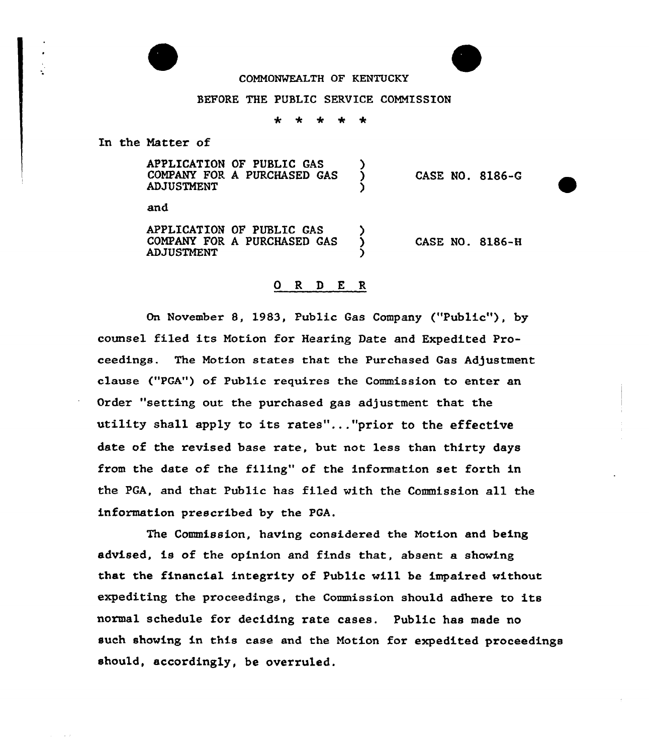COMMONWEALTH OF KENTUCKY

BEFORE THE PUBLIC SERVICE COMMISSION

\* \* \* \* \*

In the Matter of

| | | |
|---|---|---|
| APPLICATION OF PUBLIC GAS COMPANY FOR A PURCHASED GAS ADJUSTMENT | ) | CASE NO. 8186-G |

and

| | | |
|---|---|---|
| APPLICATION OF PUBLIC GAS COMPANY FOR A PURCHASED GAS ADJUSTMENT | ) | CASE NO. 8186-H |

## O R D E R

On November 8, 1983, Public Gas Company ("Public"), by counsel filed its Motion for Hearing Date and Expedited Proceedings. The Motion states that the Purchased Gas Adjustment clause ("PGA") of Public requires the Commission to enter an Order "setting out the purchased gas adjustment that the utility shall apply to its rates"..."prior to the effective date of the revised base rate, but not less than thirty days from the date of the filing" of the information set forth in the PGA, and that Public has filed with the Commission all the information prescribed by the PGA.

The Commission, having considered the Motion and being advised, is of the opinion and finds that, absent a showing that the financial integrity of Public will be impaired without expediting the proceedings, the Commission should adhere to its normal schedule for deciding rate cases. Public has made no such showing in this case and the Motion for expedited proceedings should, accordingly, be overruled.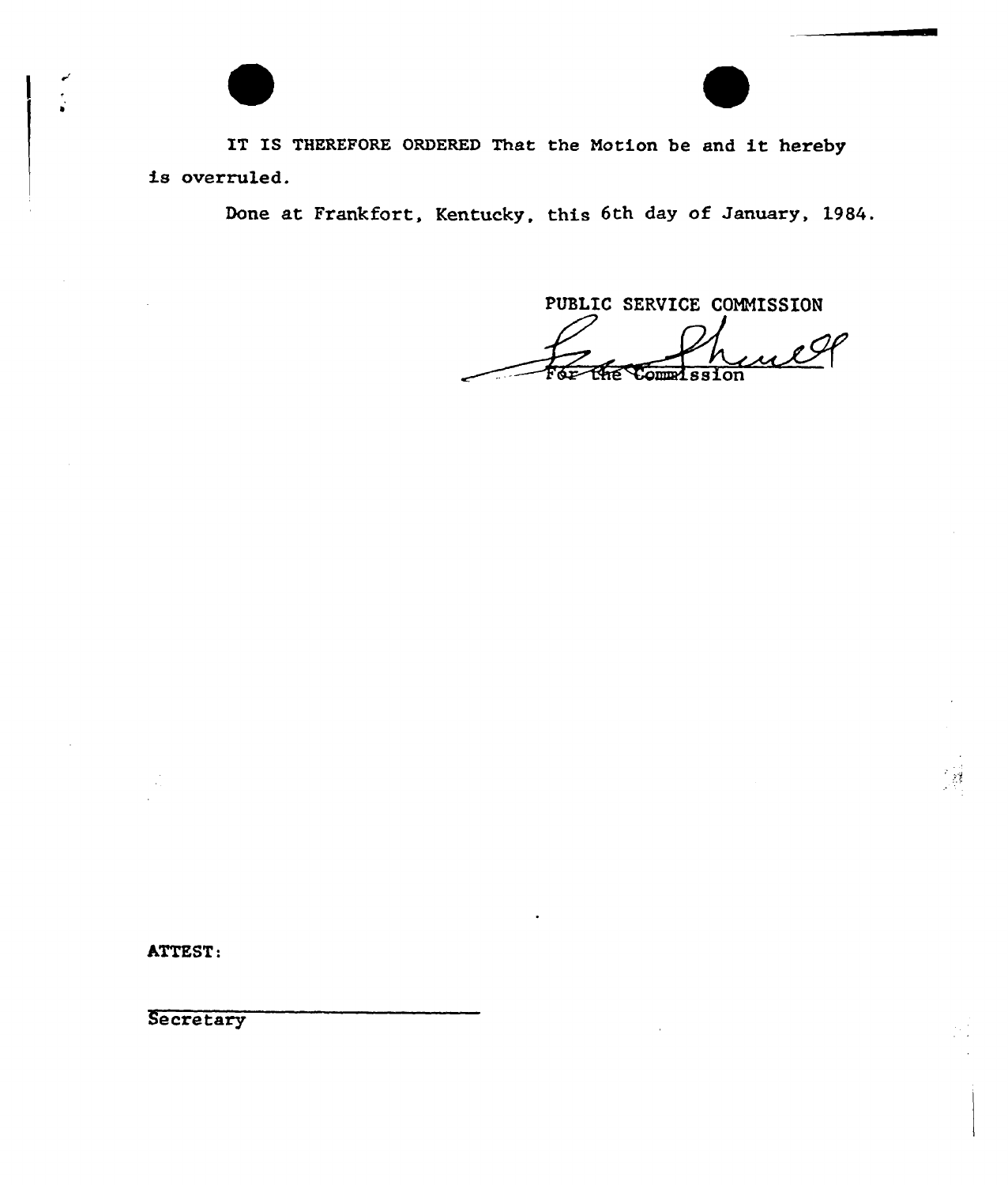IT IS THEREFORE ORDERED That the Motion be and it hereby is overruled.

Done at Frankfort, Kentucky, this 6th day of January, 1984.

PUBLIC SERVICE COMMISSION

For the Commission

ATTEST:

Secretary